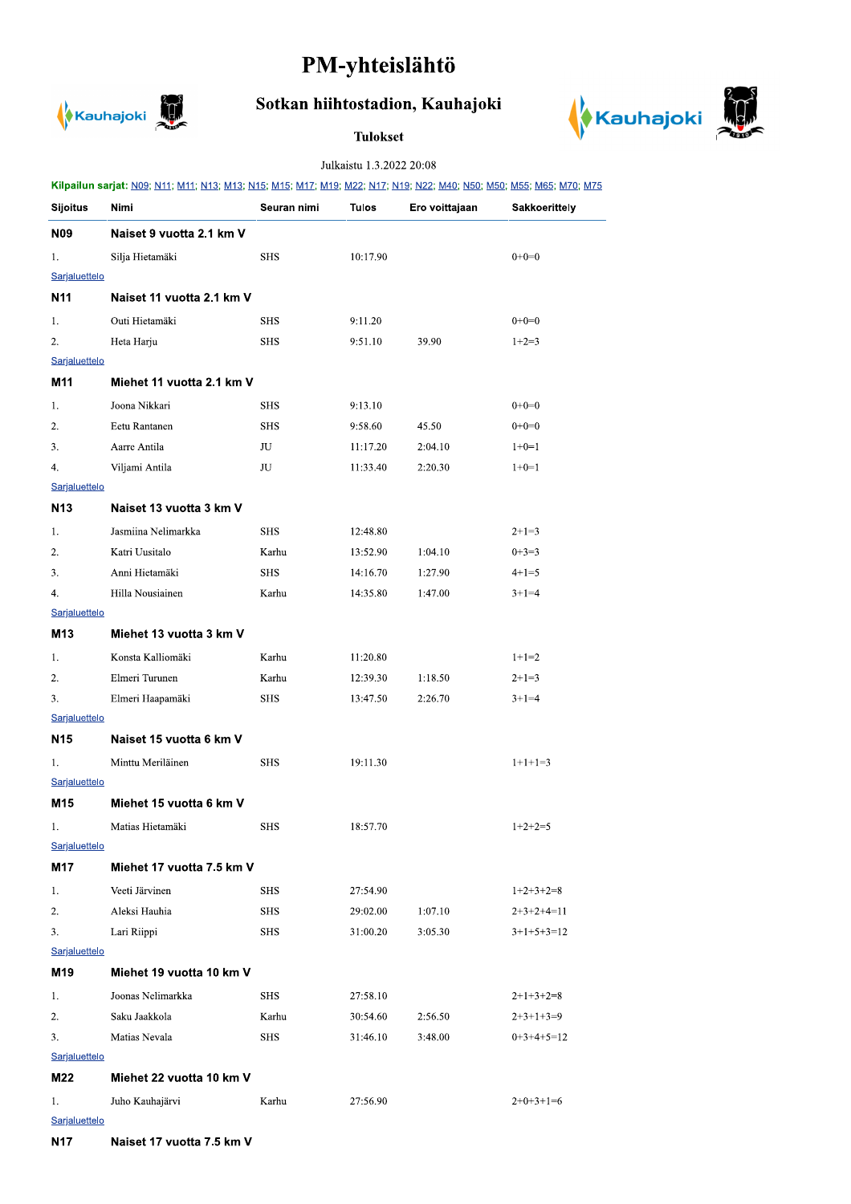# PM-yhteislähtö

## Sotkan hiihtostadion, Kauhajoki

### Tulokset

Julkaistu 1.3.2022 20:08

**Kilpailun sarjat:** N09; N11; M11; N13; M13; N15; M15; M17; M19; M22; N17; N19; N22; M40; N50; M50; M55; M65; M70; M75

| Sijoitus | Nimi | Seuran nimi | Tulos | Ero voittajaan | Sakkoerittely |
|---|---|---|---|---|---|
| **N09** | **Naiset 9 vuotta 2.1 km V** | | | | |
| 1. | Silja Hietamäki | SHS | 10:17.90 | | 0+0=0 |
| Sarjaluettelo | | | | | |
| **N11** | **Naiset 11 vuotta 2.1 km V** | | | | |
| 1. | Outi Hietamäki | SHS | 9:11.20 | | 0+0=0 |
| 2. | Heta Harju | SHS | 9:51.10 | 39.90 | 1+2=3 |
| Sarjaluettelo | | | | | |
| **M11** | **Miehet 11 vuotta 2.1 km V** | | | | |
| 1. | Joona Nikkari | SHS | 9:13.10 | | 0+0=0 |
| 2. | Eetu Rantanen | SHS | 9:58.60 | 45.50 | 0+0=0 |
| 3. | Aarre Antila | JU | 11:17.20 | 2:04.10 | 1+0=1 |
| 4. | Viljami Antila | JU | 11:33.40 | 2:20.30 | 1+0=1 |
| Sarjaluettelo | | | | | |
| **N13** | **Naiset 13 vuotta 3 km V** | | | | |
| 1. | Jasmiina Nelimarkka | SHS | 12:48.80 | | 2+1=3 |
| 2. | Katri Uusitalo | Karhu | 13:52.90 | 1:04.10 | 0+3=3 |
| 3. | Anni Hietamäki | SHS | 14:16.70 | 1:27.90 | 4+1=5 |
| 4. | Hilla Nousiainen | Karhu | 14:35.80 | 1:47.00 | 3+1=4 |
| Sarjaluettelo | | | | | |
| **M13** | **Miehet 13 vuotta 3 km V** | | | | |
| 1. | Konsta Kalliomäki | Karhu | 11:20.80 | | 1+1=2 |
| 2. | Elmeri Turunen | Karhu | 12:39.30 | 1:18.50 | 2+1=3 |
| 3. | Elmeri Haapamäki | SHS | 13:47.50 | 2:26.70 | 3+1=4 |
| Sarjaluettelo | | | | | |
| **N15** | **Naiset 15 vuotta 6 km V** | | | | |
| 1. | Minttu Meriläinen | SHS | 19:11.30 | | 1+1+1=3 |
| Sarjaluettelo | | | | | |
| **M15** | **Miehet 15 vuotta 6 km V** | | | | |
| 1. | Matias Hietamäki | SHS | 18:57.70 | | 1+2+2=5 |
| Sarjaluettelo | | | | | |
| **M17** | **Miehet 17 vuotta 7.5 km V** | | | | |
| 1. | Veeti Järvinen | SHS | 27:54.90 | | 1+2+3+2=8 |
| 2. | Aleksi Hauhia | SHS | 29:02.00 | 1:07.10 | 2+3+2+4=11 |
| 3. | Lari Riippi | SHS | 31:00.20 | 3:05.30 | 3+1+5+3=12 |
| Sarjaluettelo | | | | | |
| **M19** | **Miehet 19 vuotta 10 km V** | | | | |
| 1. | Joonas Nelimarkka | SHS | 27:58.10 | | 2+1+3+2=8 |
| 2. | Saku Jaakkola | Karhu | 30:54.60 | 2:56.50 | 2+3+1+3=9 |
| 3. | Matias Nevala | SHS | 31:46.10 | 3:48.00 | 0+3+4+5=12 |
| Sarjaluettelo | | | | | |
| **M22** | **Miehet 22 vuotta 10 km V** | | | | |
| 1. | Juho Kauhajärvi | Karhu | 27:56.90 | | 2+0+3+1=6 |
| Sarjaluettelo | | | | | |
| **N17** | **Naiset 17 vuotta 7.5 km V** | | | | |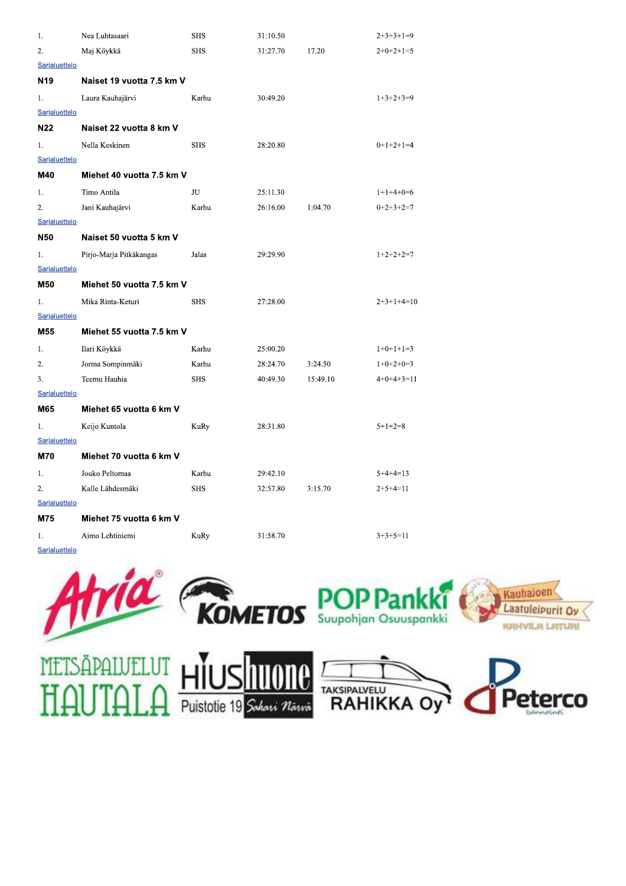| | | | | | |
|---|---|---|---|---|---|
| 1. | Nea Luhtasaari | SHS | 31:10.50 | | 2+3+3+1=9 |
| 2. | Maj Köykkä | SHS | 31:27.70 | 17.20 | 2+0+2+1=5 |

Sarjaluettelo

**N19 Naiset 19 vuotta 7.5 km V**

| | | | | | |
|---|---|---|---|---|---|
| 1. | Laura Kauhajärvi | Karhu | 30:49.20 | | 1+3+2+3=9 |

Sarjaluettelo

**N22 Naiset 22 vuotta 8 km V**

| | | | | | |
|---|---|---|---|---|---|
| 1. | Nella Keskinen | SHS | 28:20.80 | | 0+1+2+1=4 |

Sarjaluettelo

**M40 Miehet 40 vuotta 7.5 km V**

| | | | | | |
|---|---|---|---|---|---|
| 1. | Timo Antila | JU | 25:11.30 | | 1+1+4+0=6 |
| 2. | Jani Kauhajärvi | Karhu | 26:16.00 | 1:04.70 | 0+2+3+2=7 |

Sarjaluettelo

**N50 Naiset 50 vuotta 5 km V**

| | | | | | |
|---|---|---|---|---|---|
| 1. | Pirjo-Marja Pitkäkangas | Jalas | 29:29.90 | | 1+2+2+2=7 |

Sarjaluettelo

**M50 Miehet 50 vuotta 7.5 km V**

| | | | | | |
|---|---|---|---|---|---|
| 1. | Mika Rinta-Keturi | SHS | 27:28.00 | | 2+3+1+4=10 |

Sarjaluettelo

**M55 Miehet 55 vuotta 7.5 km V**

| | | | | | |
|---|---|---|---|---|---|
| 1. | Ilari Köykkä | Karhu | 25:00.20 | | 1+0+1+1=3 |
| 2. | Jorma Sompinmäki | Karhu | 28:24.70 | 3:24.50 | 1+0+2+0=3 |
| 3. | Teemu Hauhia | SHS | 40:49.30 | 15:49.10 | 4+0+4+3=11 |

Sarjaluettelo

**M65 Miehet 65 vuotta 6 km V**

| | | | | | |
|---|---|---|---|---|---|
| 1. | Keijo Kuntola | KuRy | 28:31.80 | | 5+1+2=8 |

Sarjaluettelo

**M70 Miehet 70 vuotta 6 km V**

| | | | | | |
|---|---|---|---|---|---|
| 1. | Jouko Peltomaa | Karhu | 29:42.10 | | 5+4+4=13 |
| 2. | Kalle Lähdesmäki | SHS | 32:57.80 | 3:15.70 | 2+5+4=11 |

Sarjaluettelo

**M75 Miehet 75 vuotta 6 km V**

| | | | | | |
|---|---|---|---|---|---|
| 1. | Aimo Lehtiniemi | KuRy | 31:58.70 | | 3+3+5=11 |

Sarjaluettelo